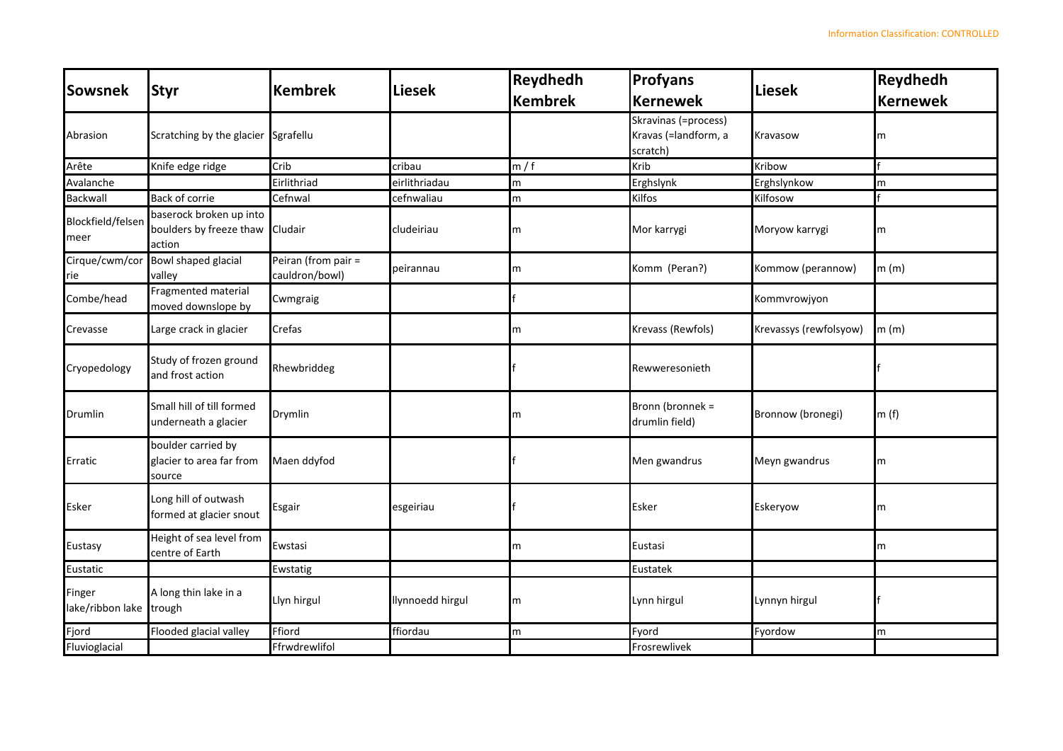| Sowsnek | Styr | Kembrek | Liesek | Reydhedh Kembrek | Profyans Kernewek | Liesek | Reydhedh Kernewek |
|---|---|---|---|---|---|---|---|
| Abrasion | Scratching by the glacier | Sgrafellu | | | Skravinas (=process) Kravas (=landform, a scratch) | Kravasow | m |
| Arête | Knife edge ridge | Crib | cribau | m / f | Krib | Kribow | f |
| Avalanche | | Eirlithriad | eirlithriadau | m | Erghslynk | Erghslynkow | m |
| Backwall | Back of corrie | Cefnwal | cefnwaliau | m | Kilfos | Kilfosow | f |
| Blockfield/felsen meer | baserock broken up into boulders by freeze thaw action | Cludair | cludeiriau | m | Mor karrygi | Moryow karrygi | m |
| Cirque/cwm/corrie | Bowl shaped glacial valley | Peiran (from pair = cauldron/bowl) | peirannau | m | Komm (Peran?) | Kommow (perannow) | m (m) |
| Combe/head | Fragmented material moved downslope by | Cwmgraig | | f | | Kommvrowjyon | |
| Crevasse | Large crack in glacier | Crefas | | m | Krevass (Rewfols) | Krevassys (rewfolsyow) | m (m) |
| Cryopedology | Study of frozen ground and frost action | Rhewbriddeg | | f | Rewweresonieth | | f |
| Drumlin | Small hill of till formed underneath a glacier | Drymlin | | m | Bronn (bronnek = drumlin field) | Bronnow (bronegi) | m (f) |
| Erratic | boulder carried by glacier to area far from source | Maen ddyfod | | f | Men gwandrus | Meyn gwandrus | m |
| Esker | Long hill of outwash formed at glacier snout | Esgair | esgeiriau | f | Esker | Eskeryow | m |
| Eustasy | Height of sea level from centre of Earth | Ewstasi | | m | Eustasi | | m |
| Eustatic | | Ewstatig | | | Eustatek | | |
| Finger lake/ribbon lake | A long thin lake in a trough | Llyn hirgul | llynnoedd hirgul | m | Lynn hirgul | Lynnyn hirgul | f |
| Fjord | Flooded glacial valley | Ffiord | ffiordau | m | Fyord | Fyordow | m |
| Fluvioglacial | | Ffrwdrewlifol | | | Frosrewlivek | | |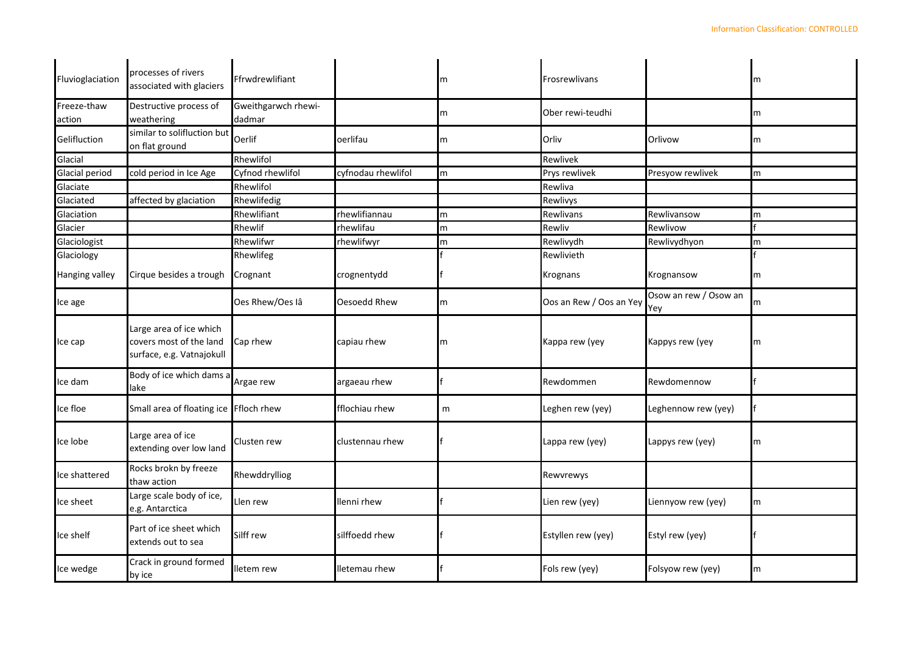| Fluvioglaciation | processes of rivers associated with glaciers | Ffrwdrewlifiant | | m | Frosrewlivans | | m |
|---|---|---|---|---|---|---|---|
| Freeze-thaw action | Destructive process of weathering | Gweithgarwch rhewi-dadmar | | m | Ober rewi-teudhi | | m |
| Gelifluction | similar to solifluction but on flat ground | Oerlif | oerlifau | m | Orliv | Orlivow | m |
| Glacial | | Rhewlifol | | | Rewlivek | | |
| Glacial period | cold period in Ice Age | Cyfnod rhewlifol | cyfnodau rhewlifol | m | Prys rewlivek | Presyow rewlivek | m |
| Glaciate | | Rhewlifol | | | Rewliva | | |
| Glaciated | affected by glaciation | Rhewlifedig | | | Rewlivys | | |
| Glaciation | | Rhewlifiant | rhewlifiannau | m | Rewlivans | Rewlivansow | m |
| Glacier | | Rhewlif | rhewlifau | m | Rewliv | Rewlivow | f |
| Glaciologist | | Rhewlifwr | rhewlifwyr | m | Rewlivydh | Rewlivydhyon | m |
| Glaciology | | Rhewlifeg | | f | Rewlivieth | | f |
| Hanging valley | Cirque besides a trough | Crognant | crognentydd | f | Krognans | Krognansow | m |
| Ice age | | Oes Rhew/Oes Iâ | Oesoedd Rhew | m | Oos an Rew / Oos an Yey | Osow an rew / Osow an Yey | m |
| Ice cap | Large area of ice which covers most of the land surface, e.g. Vatnajokull | Cap rhew | capiau rhew | m | Kappa rew (yey | Kappys rew (yey | m |
| Ice dam | Body of ice which dams a lake | Argae rew | argaeau rhew | f | Rewdommen | Rewdomennow | f |
| Ice floe | Small area of floating ice | Ffloch rhew | fflochiau rhew | m | Leghen rew (yey) | Leghennow rew (yey) | f |
| Ice lobe | Large area of ice extending over low land | Clusten rew | clustennau rhew | f | Lappa rew (yey) | Lappys rew (yey) | m |
| Ice shattered | Rocks brokn by freeze thaw action | Rhewddrylliog | | | Rewvrewys | | |
| Ice sheet | Large scale body of ice, e.g. Antarctica | Llen rew | llenni rhew | f | Lien rew (yey) | Liennyow rew (yey) | m |
| Ice shelf | Part of ice sheet which extends out to sea | Silff rew | silffoedd rhew | f | Estyllen rew (yey) | Estyl rew (yey) | f |
| Ice wedge | Crack in ground formed by ice | lletem rew | lletemau rhew | f | Fols rew (yey) | Folsyow rew (yey) | m |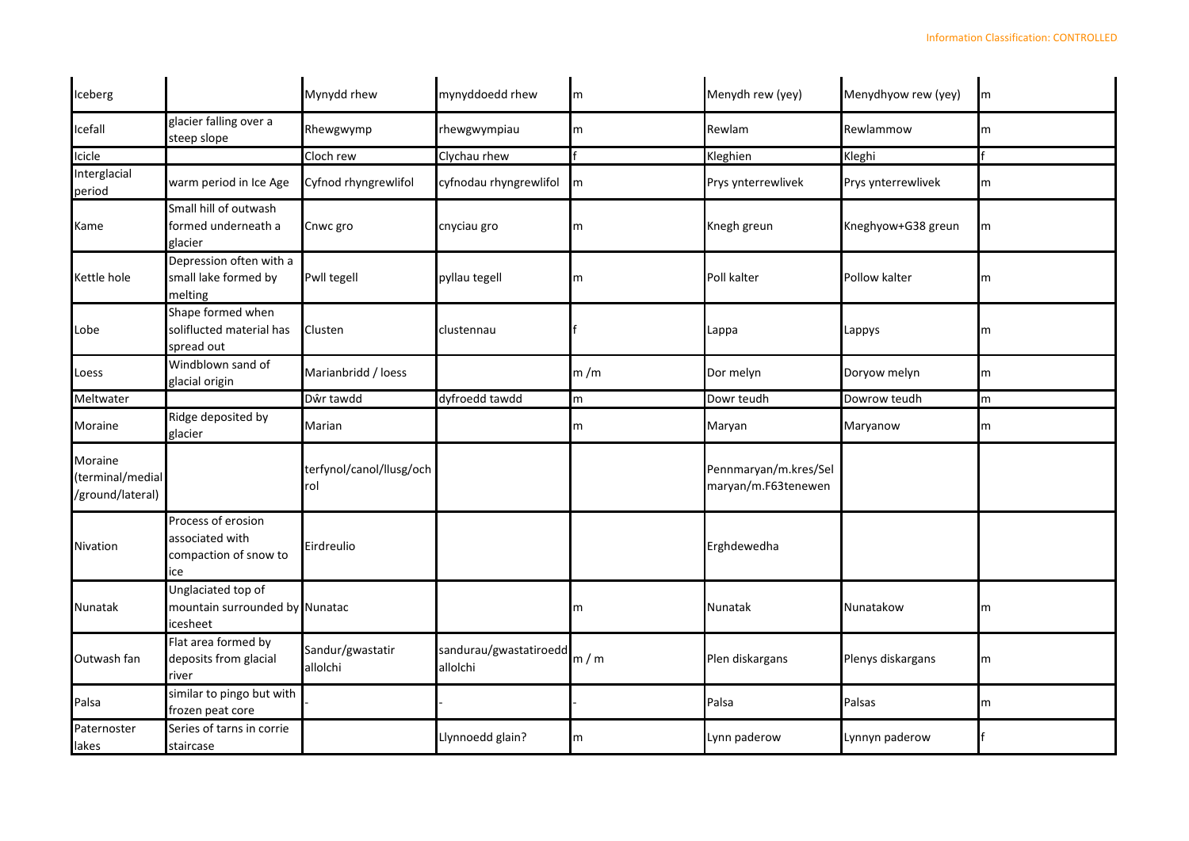| Iceberg | | Mynydd rhew | mynyddoedd rhew | m | Menydh rew (yey) | Menydhyow rew (yey) | m |
|---|---|---|---|---|---|---|---|
| Icefall | glacier falling over a steep slope | Rhewgwymp | rhewgwympiau | m | Rewlam | Rewlammow | m |
| Icicle | | Cloch rew | Clychau rhew | f | Kleghien | Kleghi | f |
| Interglacial period | warm period in Ice Age | Cyfnod rhyngrewlifol | cyfnodau rhyngrewlifol | m | Prys ynterrewlivek | Prys ynterrewlivek | m |
| Kame | Small hill of outwash formed underneath a glacier | Cnwc gro | cnyciau gro | m | Knegh greun | Kneghyow+G38 greun | m |
| Kettle hole | Depression often with a small lake formed by melting | Pwll tegell | pyllau tegell | m | Poll kalter | Pollow kalter | m |
| Lobe | Shape formed when soliflucted material has spread out | Clusten | clustennau | f | Lappa | Lappys | m |
| Loess | Windblown sand of glacial origin | Marianbridd / loess | | m /m | Dor melyn | Doryow melyn | m |
| Meltwater | | Dŵr tawdd | dyfroedd tawdd | m | Dowr teudh | Dowrow teudh | m |
| Moraine | Ridge deposited by glacier | Marian | | m | Maryan | Maryanow | m |
| Moraine (terminal/medial/ground/lateral) | | terfynol/canol/llusg/ochrol | | | Pennmaryan/m.kres/Sel maryan/m.F63tenewen | | |
| Nivation | Process of erosion associated with compaction of snow to ice | Eirdreulio | | | Erghdewedha | | |
| Nunatak | Unglaciated top of mountain surrounded by icesheet | Nunatac | | m | Nunatak | Nunatakow | m |
| Outwash fan | Flat area formed by deposits from glacial river | Sandur/gwastatir allolchi | sandurau/gwastatiroedd allolchi | m / m | Plen diskargans | Plenys diskargans | m |
| Palsa | similar to pingo but with frozen peat core | - | - | - | Palsa | Palsas | m |
| Paternoster lakes | Series of tarns in corrie staircase | | Llynnoedd glain? | m | Lynn paderow | Lynnyn paderow | f |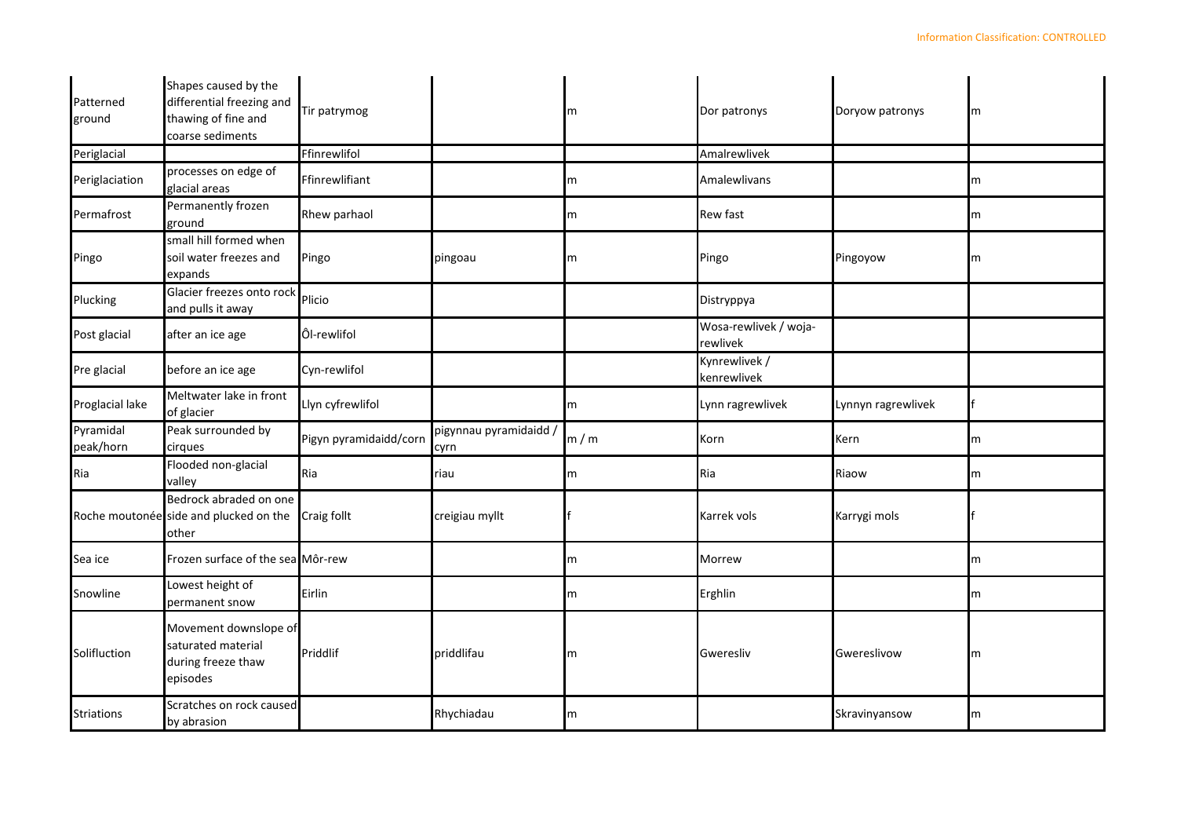| Patterned ground | Shapes caused by the differential freezing and thawing of fine and coarse sediments | Tir patrymog | | m | Dor patronys | Doryow patronys | m |
|---|---|---|---|---|---|---|---|
| Periglacial | | Ffinrewlifol | | | Amalrewlivek | | |
| Periglaciation | processes on edge of glacial areas | Ffinrewlifiant | | m | Amalewlivans | | m |
| Permafrost | Permanently frozen ground | Rhew parhaol | | m | Rew fast | | m |
| Pingo | small hill formed when soil water freezes and expands | Pingo | pingoau | m | Pingo | Pingoyow | m |
| Plucking | Glacier freezes onto rock and pulls it away | Plicio | | | Distryppya | | |
| Post glacial | after an ice age | Ôl-rewlifol | | | Wosa-rewlivek / woja-rewlivek | | |
| Pre glacial | before an ice age | Cyn-rewlifol | | | Kynrewlivek / kenrewlivek | | |
| Proglacial lake | Meltwater lake in front of glacier | Llyn cyfrewlifol | | m | Lynn ragrewlivek | Lynnyn ragrewlivek | f |
| Pyramidal peak/horn | Peak surrounded by cirques | Pigyn pyramidaidd/corn | pigynnau pyramidaidd / cyrn | m / m | Korn | Kern | m |
| Ria | Flooded non-glacial valley | Ria | riau | m | Ria | Riaow | m |
| Roche moutonée | Bedrock abraded on one side and plucked on the other | Craig follt | creigiau myllt | f | Karrek vols | Karrygi mols | f |
| Sea ice | Frozen surface of the sea | Môr-rew | | m | Morrew | | m |
| Snowline | Lowest height of permanent snow | Eirlin | | m | Erghlin | | m |
| Solifluction | Movement downslope of saturated material during freeze thaw episodes | Priddlif | priddlifau | m | Gweresliv | Gwereslivow | m |
| Striations | Scratches on rock caused by abrasion | | Rhychiadau | m | | Skravinyansow | m |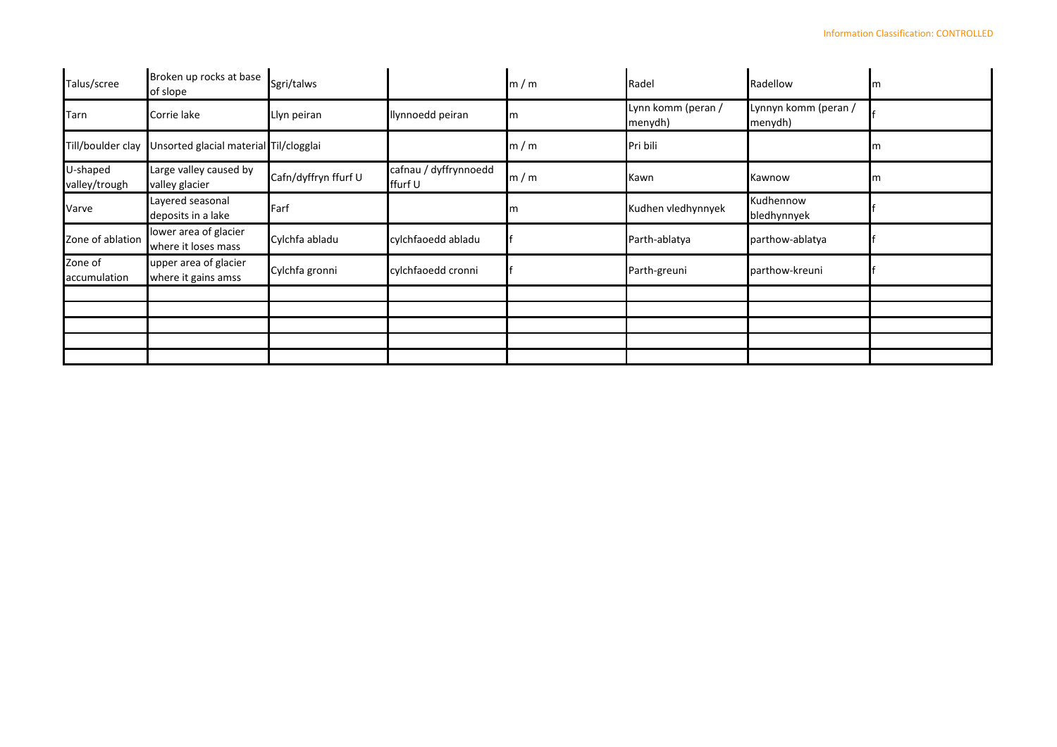| | | | | | | | |
|---|---|---|---|---|---|---|---|
| Talus/scree | Broken up rocks at base of slope | Sgri/talws | | m / m | Radel | Radellow | m |
| Tarn | Corrie lake | Llyn peiran | llynnoedd peiran | m | Lynn komm (peran / menydh) | Lynnyn komm (peran / menydh) | f |
| Till/boulder clay | Unsorted glacial material | Til/clogglai | | m / m | Pri bili | | m |
| U-shaped valley/trough | Large valley caused by valley glacier | Cafn/dyffryn ffurf U | cafnau / dyffrynnoedd ffurf U | m / m | Kawn | Kawnow | m |
| Varve | Layered seasonal deposits in a lake | Farf | | m | Kudhen vledhynnyek | Kudhennow bledhynnyek | f |
| Zone of ablation | lower area of glacier where it loses mass | Cylchfa abladu | cylchfaoedd abladu | f | Parth-ablatya | parthow-ablatya | f |
| Zone of accumulation | upper area of glacier where it gains amss | Cylchfa gronni | cylchfaoedd cronni | f | Parth-greuni | parthow-kreuni | f |
| | | | | | | | |
| | | | | | | | |
| | | | | | | | |
| | | | | | | | |
| | | | | | | | |